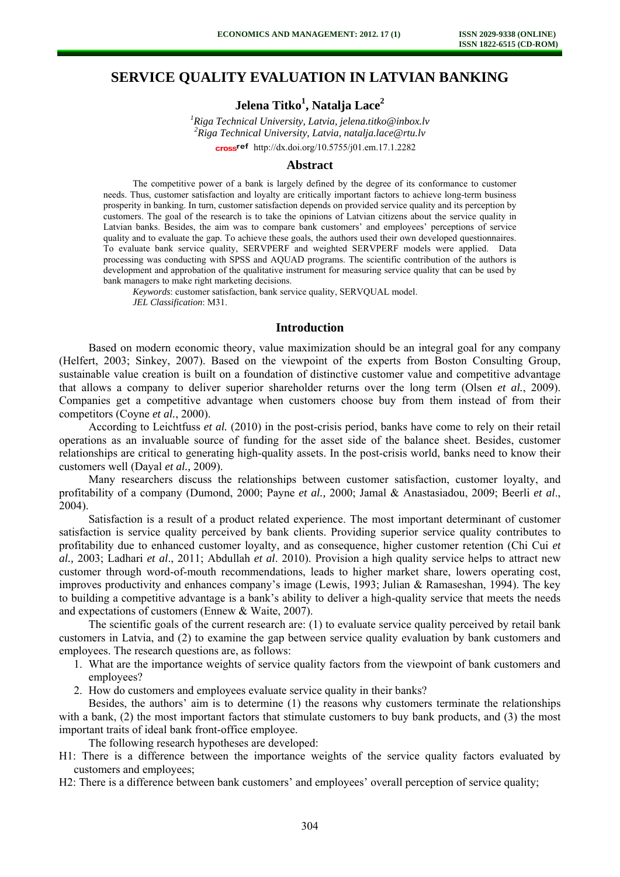# SERVICE QUALITY EVALUATION IN LATVIAN BANKING

**Jelena Titko[1], Natalja Lace[2]**

*[1]Riga Technical University, Latvia, jelena.titko@inbox.lv*
*[2]Riga Technical University, Latvia, natalja.lace@rtu.lv*

http://dx.doi.org/10.5755/j01.em.17.1.2282

## Abstract

The competitive power of a bank is largely defined by the degree of its conformance to customer needs. Thus, customer satisfaction and loyalty are critically important factors to achieve long-term business prosperity in banking. In turn, customer satisfaction depends on provided service quality and its perception by customers. The goal of the research is to take the opinions of Latvian citizens about the service quality in Latvian banks. Besides, the aim was to compare bank customers' and employees' perceptions of service quality and to evaluate the gap. To achieve these goals, the authors used their own developed questionnaires. To evaluate bank service quality, SERVPERF and weighted SERVPERF models were applied. Data processing was conducting with SPSS and AQUAD programs. The scientific contribution of the authors is development and approbation of the qualitative instrument for measuring service quality that can be used by bank managers to make right marketing decisions.

*Keywords*: customer satisfaction, bank service quality, SERVQUAL model.

*JEL Classification*: M31.

## Introduction

Based on modern economic theory, value maximization should be an integral goal for any company (Helfert, 2003; Sinkey, 2007). Based on the viewpoint of the experts from Boston Consulting Group, sustainable value creation is built on a foundation of distinctive customer value and competitive advantage that allows a company to deliver superior shareholder returns over the long term (Olsen *et al.*, 2009). Companies get a competitive advantage when customers choose buy from them instead of from their competitors (Coyne *et al.*, 2000).

According to Leichtfuss *et al.* (2010) in the post-crisis period, banks have come to rely on their retail operations as an invaluable source of funding for the asset side of the balance sheet. Besides, customer relationships are critical to generating high-quality assets. In the post-crisis world, banks need to know their customers well (Dayal *et al.,* 2009).

Many researchers discuss the relationships between customer satisfaction, customer loyalty, and profitability of a company (Dumond, 2000; Payne *et al.,* 2000; Jamal & Anastasiadou, 2009; Beerli *et al*., 2004).

Satisfaction is a result of a product related experience. The most important determinant of customer satisfaction is service quality perceived by bank clients. Providing superior service quality contributes to profitability due to enhanced customer loyalty, and as consequence, higher customer retention (Chi Cui *et al.,* 2003; Ladhari *et al*., 2011; Abdullah *et al*. 2010). Provision a high quality service helps to attract new customer through word-of-mouth recommendations, leads to higher market share, lowers operating cost, improves productivity and enhances company's image (Lewis, 1993; Julian & Ramaseshan, 1994). The key to building a competitive advantage is a bank's ability to deliver a high-quality service that meets the needs and expectations of customers (Ennew & Waite, 2007).

The scientific goals of the current research are: (1) to evaluate service quality perceived by retail bank customers in Latvia, and (2) to examine the gap between service quality evaluation by bank customers and employees. The research questions are, as follows:

1. What are the importance weights of service quality factors from the viewpoint of bank customers and employees?
2. How do customers and employees evaluate service quality in their banks?

Besides, the authors' aim is to determine (1) the reasons why customers terminate the relationships with a bank, (2) the most important factors that stimulate customers to buy bank products, and (3) the most important traits of ideal bank front-office employee.

The following research hypotheses are developed:

H1: There is a difference between the importance weights of the service quality factors evaluated by customers and employees;

H2: There is a difference between bank customers' and employees' overall perception of service quality;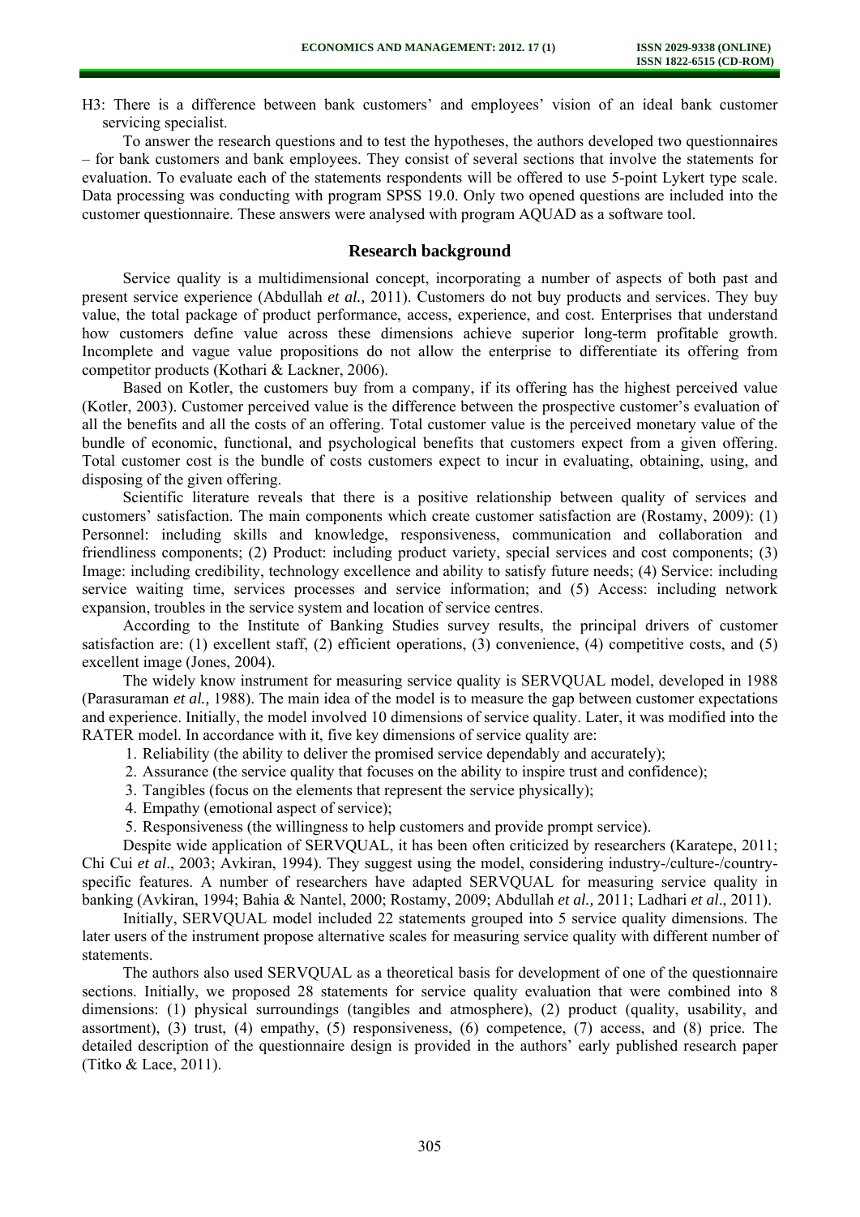H3: There is a difference between bank customers' and employees' vision of an ideal bank customer servicing specialist.

To answer the research questions and to test the hypotheses, the authors developed two questionnaires – for bank customers and bank employees. They consist of several sections that involve the statements for evaluation. To evaluate each of the statements respondents will be offered to use 5-point Lykert type scale. Data processing was conducting with program SPSS 19.0. Only two opened questions are included into the customer questionnaire. These answers were analysed with program AQUAD as a software tool.

## Research background

Service quality is a multidimensional concept, incorporating a number of aspects of both past and present service experience (Abdullah *et al.,* 2011). Customers do not buy products and services. They buy value, the total package of product performance, access, experience, and cost. Enterprises that understand how customers define value across these dimensions achieve superior long-term profitable growth. Incomplete and vague value propositions do not allow the enterprise to differentiate its offering from competitor products (Kothari & Lackner, 2006).

Based on Kotler, the customers buy from a company, if its offering has the highest perceived value (Kotler, 2003). Customer perceived value is the difference between the prospective customer's evaluation of all the benefits and all the costs of an offering. Total customer value is the perceived monetary value of the bundle of economic, functional, and psychological benefits that customers expect from a given offering. Total customer cost is the bundle of costs customers expect to incur in evaluating, obtaining, using, and disposing of the given offering.

Scientific literature reveals that there is a positive relationship between quality of services and customers' satisfaction. The main components which create customer satisfaction are (Rostamy, 2009): (1) Personnel: including skills and knowledge, responsiveness, communication and collaboration and friendliness components; (2) Product: including product variety, special services and cost components; (3) Image: including credibility, technology excellence and ability to satisfy future needs; (4) Service: including service waiting time, services processes and service information; and (5) Access: including network expansion, troubles in the service system and location of service centres.

According to the Institute of Banking Studies survey results, the principal drivers of customer satisfaction are: (1) excellent staff, (2) efficient operations, (3) convenience, (4) competitive costs, and (5) excellent image (Jones, 2004).

The widely know instrument for measuring service quality is SERVQUAL model, developed in 1988 (Parasuraman *et al.,* 1988). The main idea of the model is to measure the gap between customer expectations and experience. Initially, the model involved 10 dimensions of service quality. Later, it was modified into the RATER model. In accordance with it, five key dimensions of service quality are:

1. Reliability (the ability to deliver the promised service dependably and accurately);
2. Assurance (the service quality that focuses on the ability to inspire trust and confidence);
3. Tangibles (focus on the elements that represent the service physically);
4. Empathy (emotional aspect of service);
5. Responsiveness (the willingness to help customers and provide prompt service).

Despite wide application of SERVQUAL, it has been often criticized by researchers (Karatepe, 2011; Chi Cui *et al*., 2003; Avkiran, 1994). They suggest using the model, considering industry-/culture-/country-specific features. A number of researchers have adapted SERVQUAL for measuring service quality in banking (Avkiran, 1994; Bahia & Nantel, 2000; Rostamy, 2009; Abdullah *et al.,* 2011; Ladhari *et al*., 2011).

Initially, SERVQUAL model included 22 statements grouped into 5 service quality dimensions. The later users of the instrument propose alternative scales for measuring service quality with different number of statements.

The authors also used SERVQUAL as a theoretical basis for development of one of the questionnaire sections. Initially, we proposed 28 statements for service quality evaluation that were combined into 8 dimensions: (1) physical surroundings (tangibles and atmosphere), (2) product (quality, usability, and assortment), (3) trust, (4) empathy, (5) responsiveness, (6) competence, (7) access, and (8) price. The detailed description of the questionnaire design is provided in the authors' early published research paper (Titko & Lace, 2011).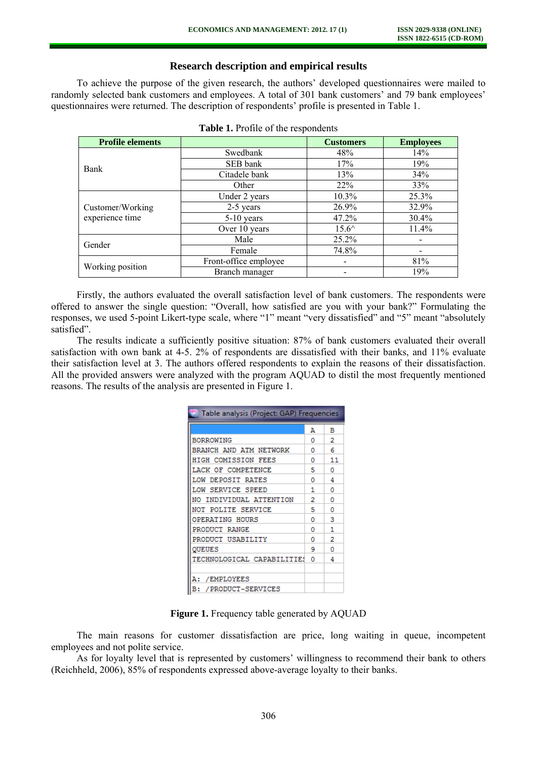## Research description and empirical results

To achieve the purpose of the given research, the authors' developed questionnaires were mailed to randomly selected bank customers and employees. A total of 301 bank customers' and 79 bank employees' questionnaires were returned. The description of respondents' profile is presented in Table 1.

**Table 1.** Profile of the respondents

| Profile elements | | Customers | Employees |
|---|---|---|---|
| Bank | Swedbank | 48% | 14% |
| | SEB bank | 17% | 19% |
| | Citadele bank | 13% | 34% |
| | Other | 22% | 33% |
| Customer/Working experience time | Under 2 years | 10.3% | 25.3% |
| | 2-5 years | 26.9% | 32.9% |
| | 5-10 years | 47.2% | 30.4% |
| | Over 10 years | 15.6^ | 11.4% |
| Gender | Male | 25.2% | - |
| | Female | 74.8% | - |
| Working position | Front-office employee | - | 81% |
| | Branch manager | - | 19% |

Firstly, the authors evaluated the overall satisfaction level of bank customers. The respondents were offered to answer the single question: "Overall, how satisfied are you with your bank?" Formulating the responses, we used 5-point Likert-type scale, where "1" meant "very dissatisfied" and "5" meant "absolutely satisfied".

The results indicate a sufficiently positive situation: 87% of bank customers evaluated their overall satisfaction with own bank at 4-5. 2% of respondents are dissatisfied with their banks, and 11% evaluate their satisfaction level at 3. The authors offered respondents to explain the reasons of their dissatisfaction. All the provided answers were analyzed with the program AQUAD to distil the most frequently mentioned reasons. The results of the analysis are presented in Figure 1.

Table analysis (Project: GAP) Frequencies

| | A | B |
|---|---|---|
| BORROWING | 0 | 2 |
| BRANCH AND ATM NETWORK | 0 | 6 |
| HIGH COMISSION FEES | 0 | 11 |
| LACK OF COMPETENCE | 5 | 0 |
| LOW DEPOSIT RATES | 0 | 4 |
| LOW SERVICE SPEED | 1 | 0 |
| NO INDIVIDUAL ATTENTION | 2 | 0 |
| NOT POLITE SERVICE | 5 | 0 |
| OPERATING HOURS | 0 | 3 |
| PRODUCT RANGE | 0 | 1 |
| PRODUCT USABILITY | 0 | 2 |
| QUEUES | 9 | 0 |
| TECHNOLOGICAL CAPABILITIES | 0 | 4 |
| | | |
| A: /EMPLOYEES | | |
| B: /PRODUCT-SERVICES | | |

**Figure 1.** Frequency table generated by AQUAD

The main reasons for customer dissatisfaction are price, long waiting in queue, incompetent employees and not polite service.

As for loyalty level that is represented by customers' willingness to recommend their bank to others (Reichheld, 2006), 85% of respondents expressed above-average loyalty to their banks.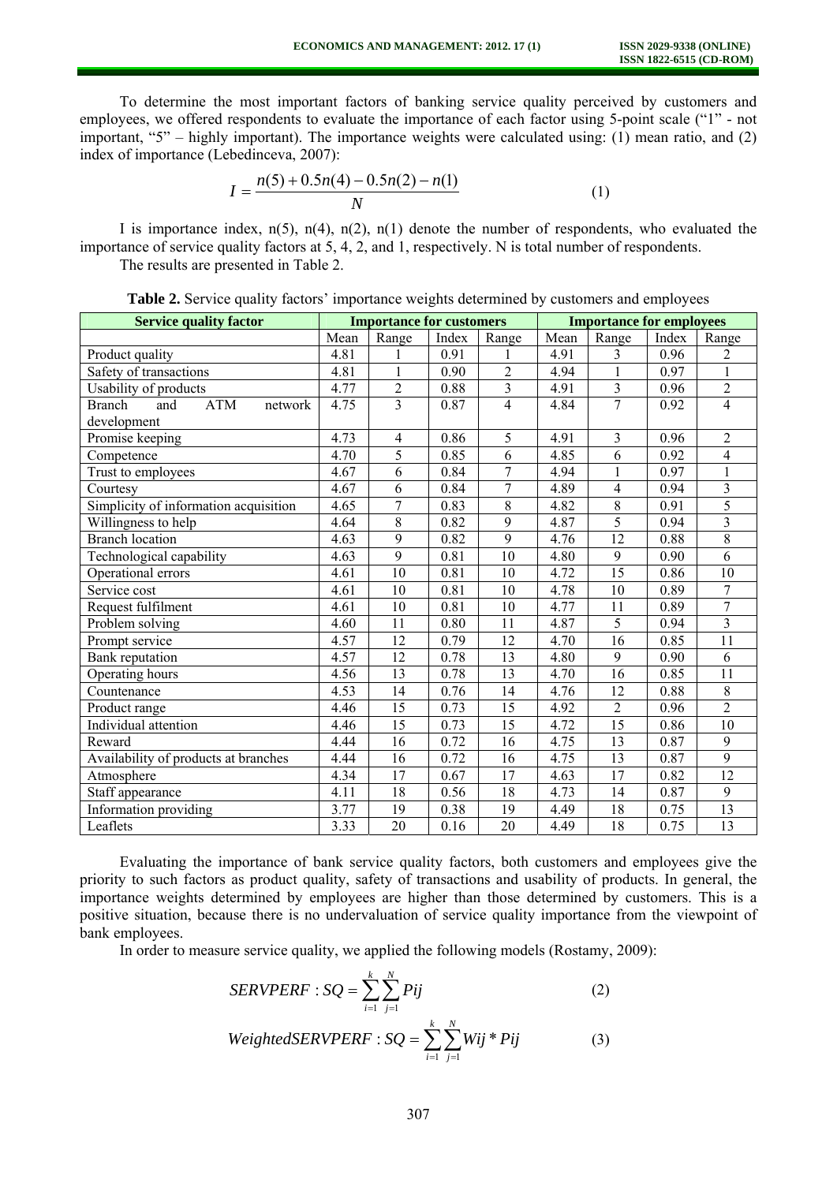To determine the most important factors of banking service quality perceived by customers and employees, we offered respondents to evaluate the importance of each factor using 5-point scale ("1" - not important, "5" – highly important). The importance weights were calculated using: (1) mean ratio, and (2) index of importance (Lebedinceva, 2007):

$$I = \frac{n(5) + 0.5n(4) - 0.5n(2) - n(1)}{N} \quad (1)$$

I is importance index, n(5), n(4), n(2), n(1) denote the number of respondents, who evaluated the importance of service quality factors at 5, 4, 2, and 1, respectively. N is total number of respondents.

The results are presented in Table 2.

**Table 2.** Service quality factors' importance weights determined by customers and employees

| Service quality factor | Importance for customers | | | | Importance for employees | | | |
|---|---|---|---|---|---|---|---|---|
| | Mean | Range | Index | Range | Mean | Range | Index | Range |
| Product quality | 4.81 | 1 | 0.91 | 1 | 4.91 | 3 | 0.96 | 2 |
| Safety of transactions | 4.81 | 1 | 0.90 | 2 | 4.94 | 1 | 0.97 | 1 |
| Usability of products | 4.77 | 2 | 0.88 | 3 | 4.91 | 3 | 0.96 | 2 |
| Branch and ATM network development | 4.75 | 3 | 0.87 | 4 | 4.84 | 7 | 0.92 | 4 |
| Promise keeping | 4.73 | 4 | 0.86 | 5 | 4.91 | 3 | 0.96 | 2 |
| Competence | 4.70 | 5 | 0.85 | 6 | 4.85 | 6 | 0.92 | 4 |
| Trust to employees | 4.67 | 6 | 0.84 | 7 | 4.94 | 1 | 0.97 | 1 |
| Courtesy | 4.67 | 6 | 0.84 | 7 | 4.89 | 4 | 0.94 | 3 |
| Simplicity of information acquisition | 4.65 | 7 | 0.83 | 8 | 4.82 | 8 | 0.91 | 5 |
| Willingness to help | 4.64 | 8 | 0.82 | 9 | 4.87 | 5 | 0.94 | 3 |
| Branch location | 4.63 | 9 | 0.82 | 9 | 4.76 | 12 | 0.88 | 8 |
| Technological capability | 4.63 | 9 | 0.81 | 10 | 4.80 | 9 | 0.90 | 6 |
| Operational errors | 4.61 | 10 | 0.81 | 10 | 4.72 | 15 | 0.86 | 10 |
| Service cost | 4.61 | 10 | 0.81 | 10 | 4.78 | 10 | 0.89 | 7 |
| Request fulfilment | 4.61 | 10 | 0.81 | 10 | 4.77 | 11 | 0.89 | 7 |
| Problem solving | 4.60 | 11 | 0.80 | 11 | 4.87 | 5 | 0.94 | 3 |
| Prompt service | 4.57 | 12 | 0.79 | 12 | 4.70 | 16 | 0.85 | 11 |
| Bank reputation | 4.57 | 12 | 0.78 | 13 | 4.80 | 9 | 0.90 | 6 |
| Operating hours | 4.56 | 13 | 0.78 | 13 | 4.70 | 16 | 0.85 | 11 |
| Countenance | 4.53 | 14 | 0.76 | 14 | 4.76 | 12 | 0.88 | 8 |
| Product range | 4.46 | 15 | 0.73 | 15 | 4.92 | 2 | 0.96 | 2 |
| Individual attention | 4.46 | 15 | 0.73 | 15 | 4.72 | 15 | 0.86 | 10 |
| Reward | 4.44 | 16 | 0.72 | 16 | 4.75 | 13 | 0.87 | 9 |
| Availability of products at branches | 4.44 | 16 | 0.72 | 16 | 4.75 | 13 | 0.87 | 9 |
| Atmosphere | 4.34 | 17 | 0.67 | 17 | 4.63 | 17 | 0.82 | 12 |
| Staff appearance | 4.11 | 18 | 0.56 | 18 | 4.73 | 14 | 0.87 | 9 |
| Information providing | 3.77 | 19 | 0.38 | 19 | 4.49 | 18 | 0.75 | 13 |
| Leaflets | 3.33 | 20 | 0.16 | 20 | 4.49 | 18 | 0.75 | 13 |

Evaluating the importance of bank service quality factors, both customers and employees give the priority to such factors as product quality, safety of transactions and usability of products. In general, the importance weights determined by employees are higher than those determined by customers. This is a positive situation, because there is no undervaluation of service quality importance from the viewpoint of bank employees.

In order to measure service quality, we applied the following models (Rostamy, 2009):

$$SERVPERF : SQ = \sum_{i=1}^{k} \sum_{j=1}^{N} Pij \quad (2)$$

$$WeightedSERVPERF : SQ = \sum_{i=1}^{k} \sum_{j=1}^{N} Wij * Pij \quad (3)$$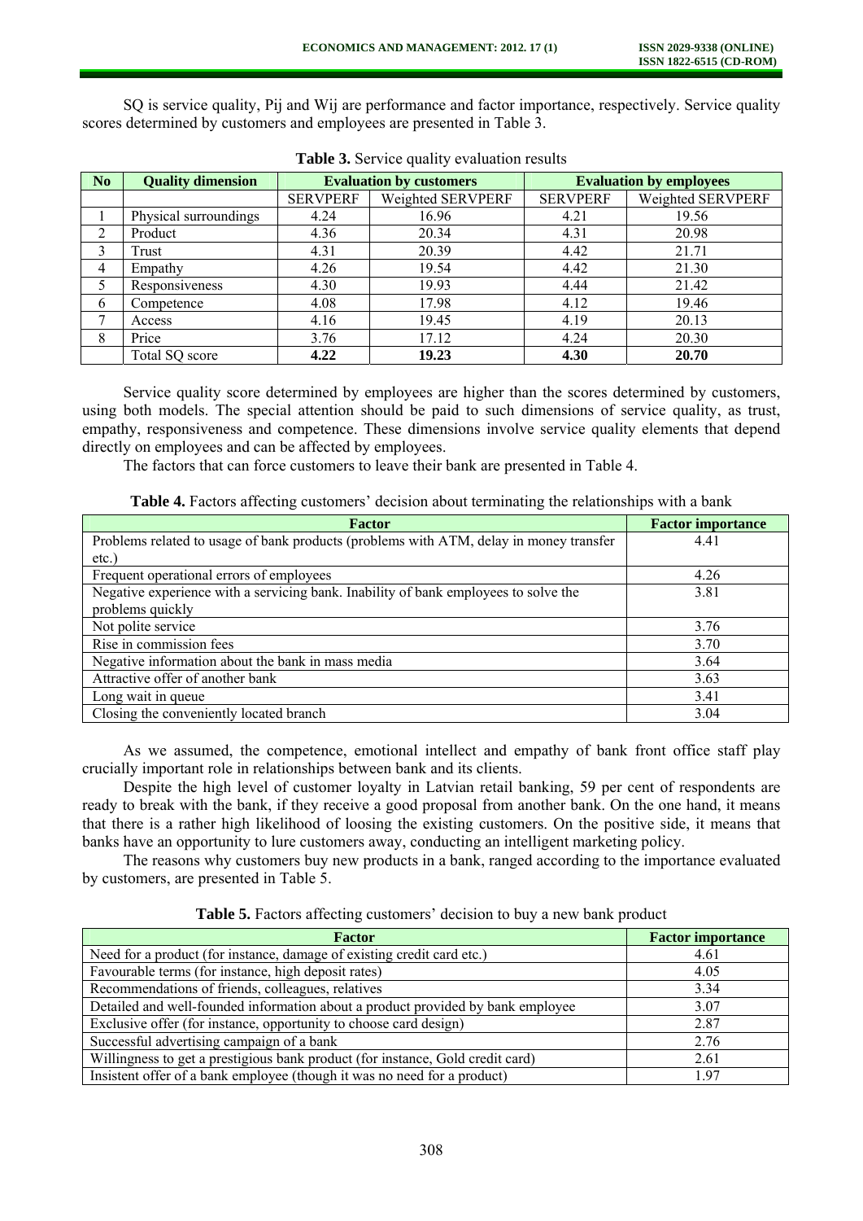SQ is service quality, Pij and Wij are performance and factor importance, respectively. Service quality scores determined by customers and employees are presented in Table 3.

**Table 3.** Service quality evaluation results

| No | Quality dimension | Evaluation by customers | | Evaluation by employees | |
|---|---|---|---|---|---|
| | | SERVPERF | Weighted SERVPERF | SERVPERF | Weighted SERVPERF |
| 1 | Physical surroundings | 4.24 | 16.96 | 4.21 | 19.56 |
| 2 | Product | 4.36 | 20.34 | 4.31 | 20.98 |
| 3 | Trust | 4.31 | 20.39 | 4.42 | 21.71 |
| 4 | Empathy | 4.26 | 19.54 | 4.42 | 21.30 |
| 5 | Responsiveness | 4.30 | 19.93 | 4.44 | 21.42 |
| 6 | Competence | 4.08 | 17.98 | 4.12 | 19.46 |
| 7 | Access | 4.16 | 19.45 | 4.19 | 20.13 |
| 8 | Price | 3.76 | 17.12 | 4.24 | 20.30 |
| | Total SQ score | **4.22** | **19.23** | **4.30** | **20.70** |

Service quality score determined by employees are higher than the scores determined by customers, using both models. The special attention should be paid to such dimensions of service quality, as trust, empathy, responsiveness and competence. These dimensions involve service quality elements that depend directly on employees and can be affected by employees.

The factors that can force customers to leave their bank are presented in Table 4.

**Table 4.** Factors affecting customers' decision about terminating the relationships with a bank

| Factor | Factor importance |
|---|---|
| Problems related to usage of bank products (problems with ATM, delay in money transfer etc.) | 4.41 |
| Frequent operational errors of employees | 4.26 |
| Negative experience with a servicing bank. Inability of bank employees to solve the problems quickly | 3.81 |
| Not polite service | 3.76 |
| Rise in commission fees | 3.70 |
| Negative information about the bank in mass media | 3.64 |
| Attractive offer of another bank | 3.63 |
| Long wait in queue | 3.41 |
| Closing the conveniently located branch | 3.04 |

As we assumed, the competence, emotional intellect and empathy of bank front office staff play crucially important role in relationships between bank and its clients.

Despite the high level of customer loyalty in Latvian retail banking, 59 per cent of respondents are ready to break with the bank, if they receive a good proposal from another bank. On the one hand, it means that there is a rather high likelihood of loosing the existing customers. On the positive side, it means that banks have an opportunity to lure customers away, conducting an intelligent marketing policy.

The reasons why customers buy new products in a bank, ranged according to the importance evaluated by customers, are presented in Table 5.

**Table 5.** Factors affecting customers' decision to buy a new bank product

| Factor | Factor importance |
|---|---|
| Need for a product (for instance, damage of existing credit card etc.) | 4.61 |
| Favourable terms (for instance, high deposit rates) | 4.05 |
| Recommendations of friends, colleagues, relatives | 3.34 |
| Detailed and well-founded information about a product provided by bank employee | 3.07 |
| Exclusive offer (for instance, opportunity to choose card design) | 2.87 |
| Successful advertising campaign of a bank | 2.76 |
| Willingness to get a prestigious bank product (for instance, Gold credit card) | 2.61 |
| Insistent offer of a bank employee (though it was no need for a product) | 1.97 |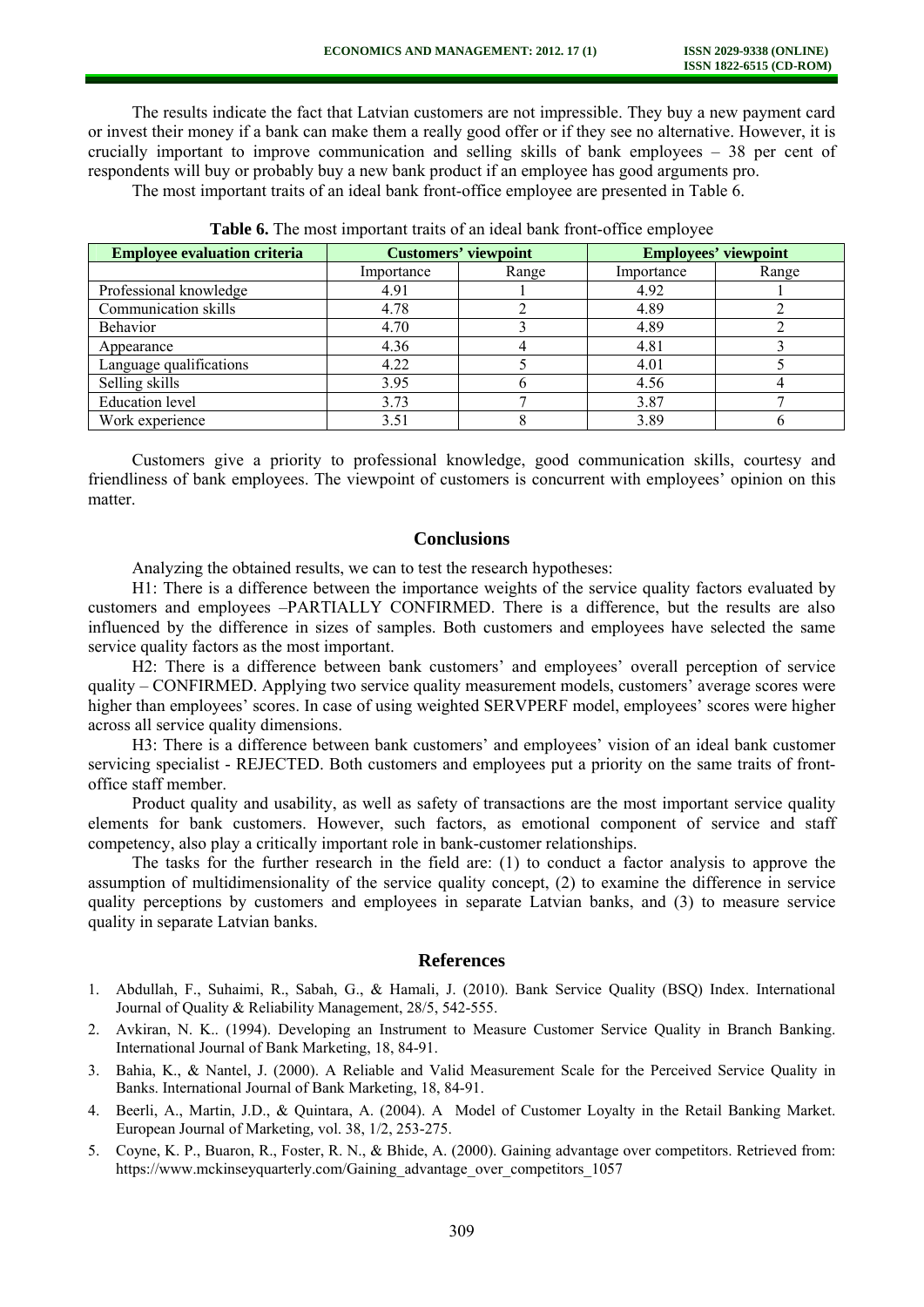The results indicate the fact that Latvian customers are not impressible. They buy a new payment card or invest their money if a bank can make them a really good offer or if they see no alternative. However, it is crucially important to improve communication and selling skills of bank employees – 38 per cent of respondents will buy or probably buy a new bank product if an employee has good arguments pro.

The most important traits of an ideal bank front-office employee are presented in Table 6.

**Table 6.** The most important traits of an ideal bank front-office employee

| Employee evaluation criteria | Customers' viewpoint | | Employees' viewpoint | |
|---|---|---|---|---|
| | Importance | Range | Importance | Range |
| Professional knowledge | 4.91 | 1 | 4.92 | 1 |
| Communication skills | 4.78 | 2 | 4.89 | 2 |
| Behavior | 4.70 | 3 | 4.89 | 2 |
| Appearance | 4.36 | 4 | 4.81 | 3 |
| Language qualifications | 4.22 | 5 | 4.01 | 5 |
| Selling skills | 3.95 | 6 | 4.56 | 4 |
| Education level | 3.73 | 7 | 3.87 | 7 |
| Work experience | 3.51 | 8 | 3.89 | 6 |

Customers give a priority to professional knowledge, good communication skills, courtesy and friendliness of bank employees. The viewpoint of customers is concurrent with employees' opinion on this matter.

## Conclusions

Analyzing the obtained results, we can to test the research hypotheses:

H1: There is a difference between the importance weights of the service quality factors evaluated by customers and employees –PARTIALLY CONFIRMED. There is a difference, but the results are also influenced by the difference in sizes of samples. Both customers and employees have selected the same service quality factors as the most important.

H2: There is a difference between bank customers' and employees' overall perception of service quality – CONFIRMED. Applying two service quality measurement models, customers' average scores were higher than employees' scores. In case of using weighted SERVPERF model, employees' scores were higher across all service quality dimensions.

H3: There is a difference between bank customers' and employees' vision of an ideal bank customer servicing specialist - REJECTED. Both customers and employees put a priority on the same traits of front-office staff member.

Product quality and usability, as well as safety of transactions are the most important service quality elements for bank customers. However, such factors, as emotional component of service and staff competency, also play a critically important role in bank-customer relationships.

The tasks for the further research in the field are: (1) to conduct a factor analysis to approve the assumption of multidimensionality of the service quality concept, (2) to examine the difference in service quality perceptions by customers and employees in separate Latvian banks, and (3) to measure service quality in separate Latvian banks.

## References

1. Abdullah, F., Suhaimi, R., Sabah, G., & Hamali, J. (2010). Bank Service Quality (BSQ) Index. International Journal of Quality & Reliability Management, 28/5, 542-555.
2. Avkiran, N. K.. (1994). Developing an Instrument to Measure Customer Service Quality in Branch Banking. International Journal of Bank Marketing, 18, 84-91.
3. Bahia, K., & Nantel, J. (2000). A Reliable and Valid Measurement Scale for the Perceived Service Quality in Banks. International Journal of Bank Marketing, 18, 84-91.
4. Beerli, A., Martin, J.D., & Quintara, A. (2004). A Model of Customer Loyalty in the Retail Banking Market. European Journal of Marketing, vol. 38, 1/2, 253-275.
5. Coyne, K. P., Buaron, R., Foster, R. N., & Bhide, A. (2000). Gaining advantage over competitors. Retrieved from: https://www.mckinseyquarterly.com/Gaining_advantage_over_competitors_1057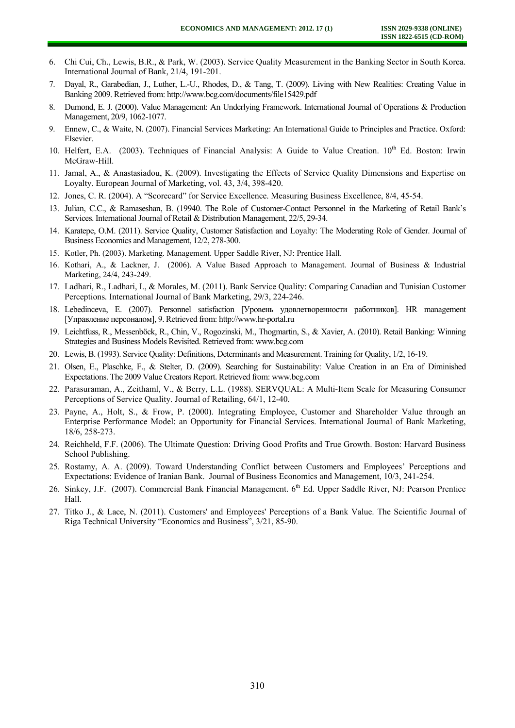6. Chi Cui, Ch., Lewis, B.R., & Park, W. (2003). Service Quality Measurement in the Banking Sector in South Korea. International Journal of Bank, 21/4, 191-201.
7. Dayal, R., Garabedian, J., Luther, L.-U., Rhodes, D., & Tang, T. (2009). Living with New Realities: Creating Value in Banking 2009. Retrieved from: http://www.bcg.com/documents/file15429.pdf
8. Dumond, E. J. (2000). Value Management: An Underlying Framework. International Journal of Operations & Production Management, 20/9, 1062-1077.
9. Ennew, C., & Waite, N. (2007). Financial Services Marketing: An International Guide to Principles and Practice. Oxford: Elsevier.
10. Helfert, E.A. (2003). Techniques of Financial Analysis: A Guide to Value Creation. 10th Ed. Boston: Irwin McGraw-Hill.
11. Jamal, A., & Anastasiadou, K. (2009). Investigating the Effects of Service Quality Dimensions and Expertise on Loyalty. European Journal of Marketing, vol. 43, 3/4, 398-420.
12. Jones, C. R. (2004). A "Scorecard" for Service Excellence. Measuring Business Excellence, 8/4, 45-54.
13. Julian, C.C., & Ramaseshan, B. (19940. The Role of Customer-Contact Personnel in the Marketing of Retail Bank's Services. International Journal of Retail & Distribution Management, 22/5, 29-34.
14. Karatepe, O.M. (2011). Service Quality, Customer Satisfaction and Loyalty: The Moderating Role of Gender. Journal of Business Economics and Management, 12/2, 278-300.
15. Kotler, Ph. (2003). Marketing. Management. Upper Saddle River, NJ: Prentice Hall.
16. Kothari, A., & Lackner, J. (2006). A Value Based Approach to Management. Journal of Business & Industrial Marketing, 24/4, 243-249.
17. Ladhari, R., Ladhari, I., & Morales, M. (2011). Bank Service Quality: Comparing Canadian and Tunisian Customer Perceptions. International Journal of Bank Marketing, 29/3, 224-246.
18. Lebedinceva, E. (2007). Personnel satisfaction [Уровень удовлетворенности работников]. HR management [Управление персоналом], 9. Retrieved from: http://www.hr-portal.ru
19. Leichtfuss, R., Messenböck, R., Chin, V., Rogozinski, M., Thogmartin, S., & Xavier, A. (2010). Retail Banking: Winning Strategies and Business Models Revisited. Retrieved from: www.bcg.com
20. Lewis, B. (1993). Service Quality: Definitions, Determinants and Measurement. Training for Quality, 1/2, 16-19.
21. Olsen, E., Plaschke, F., & Stelter, D. (2009). Searching for Sustainability: Value Creation in an Era of Diminished Expectations. The 2009 Value Creators Report. Retrieved from: www.bcg.com
22. Parasuraman, A., Zeithaml, V., & Berry, L.L. (1988). SERVQUAL: A Multi-Item Scale for Measuring Consumer Perceptions of Service Quality. Journal of Retailing, 64/1, 12-40.
23. Payne, A., Holt, S., & Frow, P. (2000). Integrating Employee, Customer and Shareholder Value through an Enterprise Performance Model: an Opportunity for Financial Services. International Journal of Bank Marketing, 18/6, 258-273.
24. Reichheld, F.F. (2006). The Ultimate Question: Driving Good Profits and True Growth. Boston: Harvard Business School Publishing.
25. Rostamy, A. A. (2009). Toward Understanding Conflict between Customers and Employees' Perceptions and Expectations: Evidence of Iranian Bank. Journal of Business Economics and Management, 10/3, 241-254.
26. Sinkey, J.F. (2007). Commercial Bank Financial Management. 6th Ed. Upper Saddle River, NJ: Pearson Prentice Hall.
27. Titko J., & Lace, N. (2011). Customers' and Employees' Perceptions of a Bank Value. The Scientific Journal of Riga Technical University "Economics and Business", 3/21, 85-90.